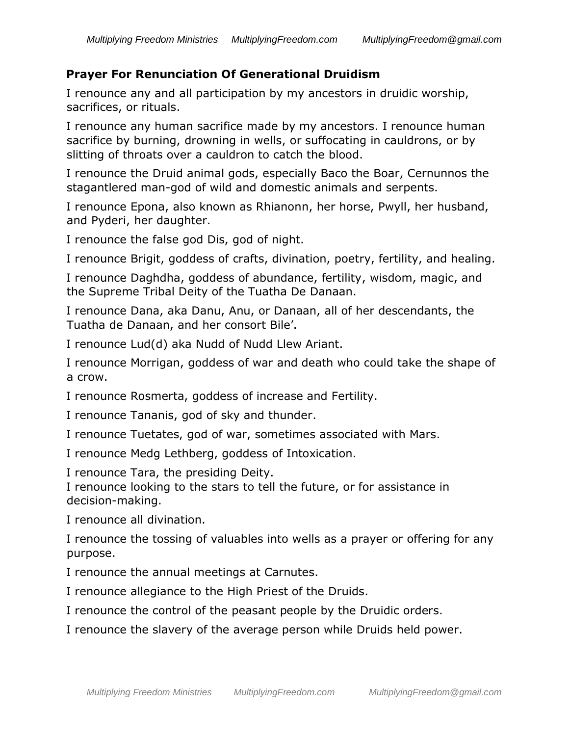## Prayer For Renunciation Of Generational Druidism

I renounce any and all participation by my ancestors in druidic worship, sacrifices, or rituals.

I renounce any human sacrifice made by my ancestors. I renounce human sacrifice by burning, drowning in wells, or suffocating in cauldrons, or by slitting of throats over a cauldron to catch the blood.

I renounce the Druid animal gods, especially Baco the Boar, Cernunnos the stagantlered man-god of wild and domestic animals and serpents.

I renounce Epona, also known as Rhianonn, her horse, Pwyll, her husband, and Pyderi, her daughter.

I renounce the false god Dis, god of night.

I renounce Brigit, goddess of crafts, divination, poetry, fertility, and healing.

I renounce Daghdha, goddess of abundance, fertility, wisdom, magic, and the Supreme Tribal Deity of the Tuatha De Danaan.

I renounce Dana, aka Danu, Anu, or Danaan, all of her descendants, the Tuatha de Danaan, and her consort Bile'.

I renounce Lud(d) aka Nudd of Nudd Llew Ariant.

I renounce Morrigan, goddess of war and death who could take the shape of a crow.

I renounce Rosmerta, goddess of increase and Fertility.

I renounce Tananis, god of sky and thunder.

I renounce Tuetates, god of war, sometimes associated with Mars.

I renounce Medg Lethberg, goddess of Intoxication.

I renounce Tara, the presiding Deity.
I renounce looking to the stars to tell the future, or for assistance in decision-making.

I renounce all divination.

I renounce the tossing of valuables into wells as a prayer or offering for any purpose.

I renounce the annual meetings at Carnutes.

I renounce allegiance to the High Priest of the Druids.

I renounce the control of the peasant people by the Druidic orders.

I renounce the slavery of the average person while Druids held power.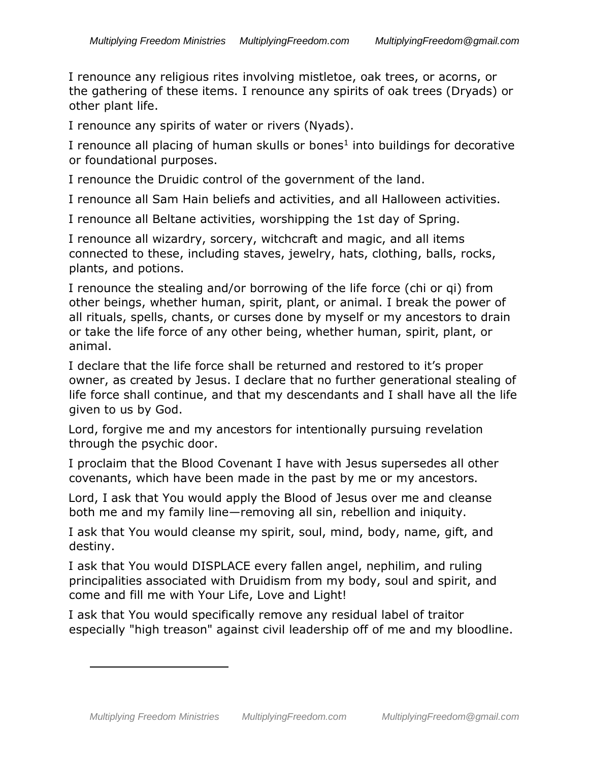I renounce any religious rites involving mistletoe, oak trees, or acorns, or the gathering of these items. I renounce any spirits of oak trees (Dryads) or other plant life.

I renounce any spirits of water or rivers (Nyads).

I renounce all placing of human skulls or bones[1] into buildings for decorative or foundational purposes.

I renounce the Druidic control of the government of the land.

I renounce all Sam Hain beliefs and activities, and all Halloween activities.

I renounce all Beltane activities, worshipping the 1st day of Spring.

I renounce all wizardry, sorcery, witchcraft and magic, and all items connected to these, including staves, jewelry, hats, clothing, balls, rocks, plants, and potions.

I renounce the stealing and/or borrowing of the life force (chi or qi) from other beings, whether human, spirit, plant, or animal. I break the power of all rituals, spells, chants, or curses done by myself or my ancestors to drain or take the life force of any other being, whether human, spirit, plant, or animal.

I declare that the life force shall be returned and restored to it's proper owner, as created by Jesus. I declare that no further generational stealing of life force shall continue, and that my descendants and I shall have all the life given to us by God.

Lord, forgive me and my ancestors for intentionally pursuing revelation through the psychic door.

I proclaim that the Blood Covenant I have with Jesus supersedes all other covenants, which have been made in the past by me or my ancestors.

Lord, I ask that You would apply the Blood of Jesus over me and cleanse both me and my family line—removing all sin, rebellion and iniquity.

I ask that You would cleanse my spirit, soul, mind, body, name, gift, and destiny.

I ask that You would DISPLACE every fallen angel, nephilim, and ruling principalities associated with Druidism from my body, soul and spirit, and come and fill me with Your Life, Love and Light!

I ask that You would specifically remove any residual label of traitor especially "high treason" against civil leadership off of me and my bloodline.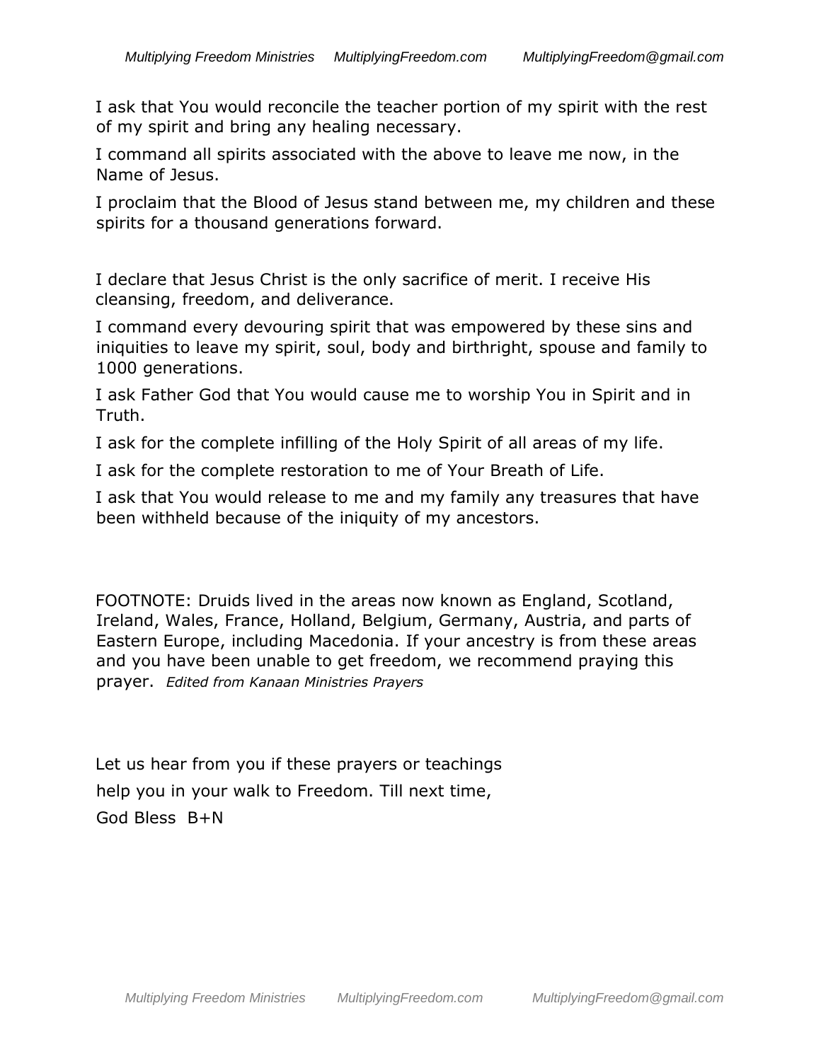I ask that You would reconcile the teacher portion of my spirit with the rest of my spirit and bring any healing necessary.

I command all spirits associated with the above to leave me now, in the Name of Jesus.

I proclaim that the Blood of Jesus stand between me, my children and these spirits for a thousand generations forward.

I declare that Jesus Christ is the only sacrifice of merit. I receive His cleansing, freedom, and deliverance.

I command every devouring spirit that was empowered by these sins and iniquities to leave my spirit, soul, body and birthright, spouse and family to 1000 generations.

I ask Father God that You would cause me to worship You in Spirit and in Truth.

I ask for the complete infilling of the Holy Spirit of all areas of my life.

I ask for the complete restoration to me of Your Breath of Life.

I ask that You would release to me and my family any treasures that have been withheld because of the iniquity of my ancestors.

FOOTNOTE: Druids lived in the areas now known as England, Scotland, Ireland, Wales, France, Holland, Belgium, Germany, Austria, and parts of Eastern Europe, including Macedonia. If your ancestry is from these areas and you have been unable to get freedom, we recommend praying this prayer. *Edited from Kanaan Ministries Prayers*

Let us hear from you if these prayers or teachings help you in your walk to Freedom. Till next time,

God Bless B+N